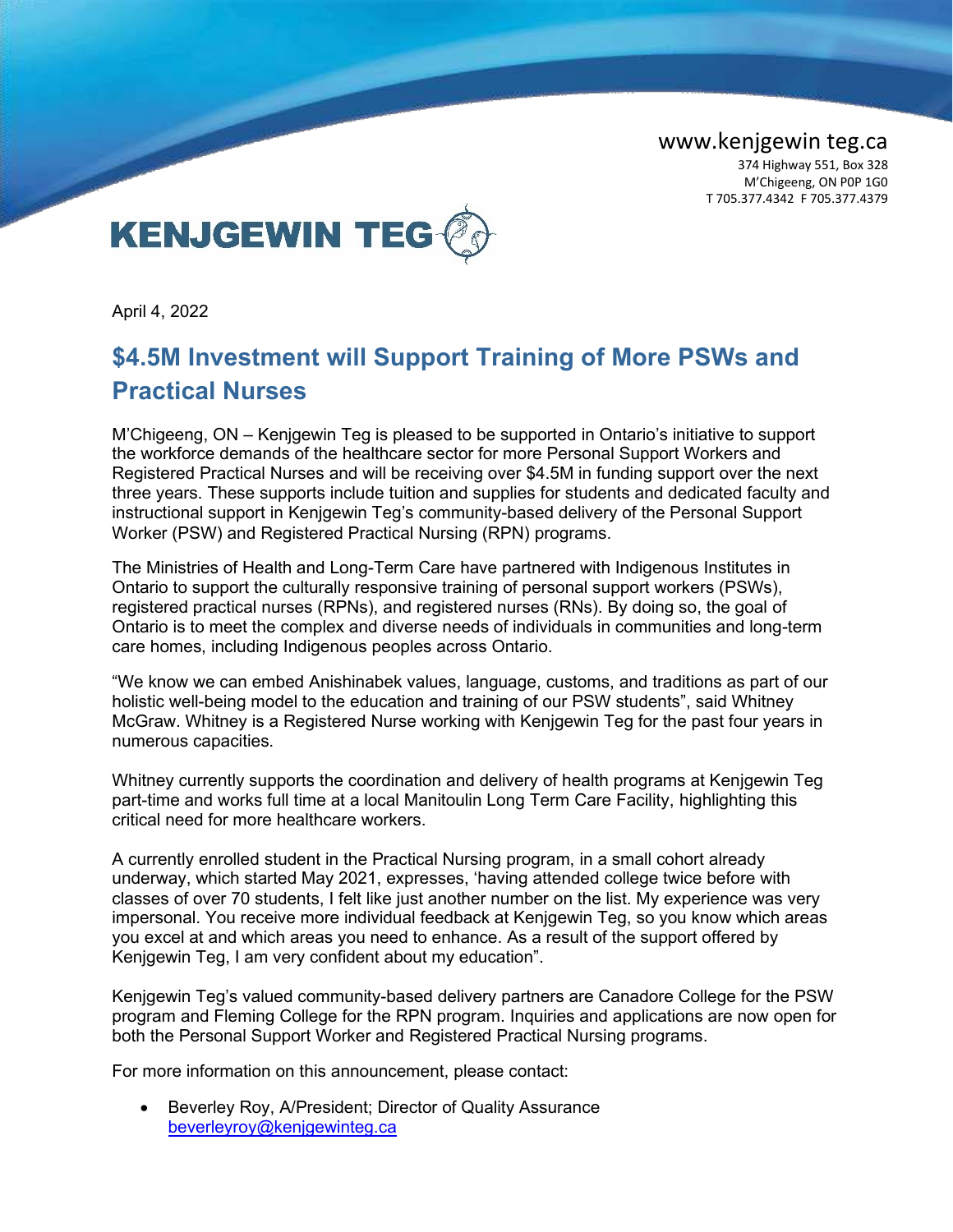www.kenjgewin teg.ca

374 Highway 551, Box 328
M'Chigeeng, ON P0P 1G0
T 705.377.4342 F 705.377.4379

**KENJGEWIN TEG**

April 4, 2022

# $4.5M Investment will Support Training of More PSWs and Practical Nurses

M'Chigeeng, ON – Kenjgewin Teg is pleased to be supported in Ontario's initiative to support the workforce demands of the healthcare sector for more Personal Support Workers and Registered Practical Nurses and will be receiving over $4.5M in funding support over the next three years. These supports include tuition and supplies for students and dedicated faculty and instructional support in Kenjgewin Teg's community-based delivery of the Personal Support Worker (PSW) and Registered Practical Nursing (RPN) programs.

The Ministries of Health and Long-Term Care have partnered with Indigenous Institutes in Ontario to support the culturally responsive training of personal support workers (PSWs), registered practical nurses (RPNs), and registered nurses (RNs). By doing so, the goal of Ontario is to meet the complex and diverse needs of individuals in communities and long-term care homes, including Indigenous peoples across Ontario.

"We know we can embed Anishinabek values, language, customs, and traditions as part of our holistic well-being model to the education and training of our PSW students", said Whitney McGraw. Whitney is a Registered Nurse working with Kenjgewin Teg for the past four years in numerous capacities.

Whitney currently supports the coordination and delivery of health programs at Kenjgewin Teg part-time and works full time at a local Manitoulin Long Term Care Facility, highlighting this critical need for more healthcare workers.

A currently enrolled student in the Practical Nursing program, in a small cohort already underway, which started May 2021, expresses, 'having attended college twice before with classes of over 70 students, I felt like just another number on the list. My experience was very impersonal. You receive more individual feedback at Kenjgewin Teg, so you know which areas you excel at and which areas you need to enhance. As a result of the support offered by Kenjgewin Teg, I am very confident about my education".

Kenjgewin Teg's valued community-based delivery partners are Canadore College for the PSW program and Fleming College for the RPN program. Inquiries and applications are now open for both the Personal Support Worker and Registered Practical Nursing programs.

For more information on this announcement, please contact:

- Beverley Roy, A/President; Director of Quality Assurance
  beverleyroy@kenjgewinteg.ca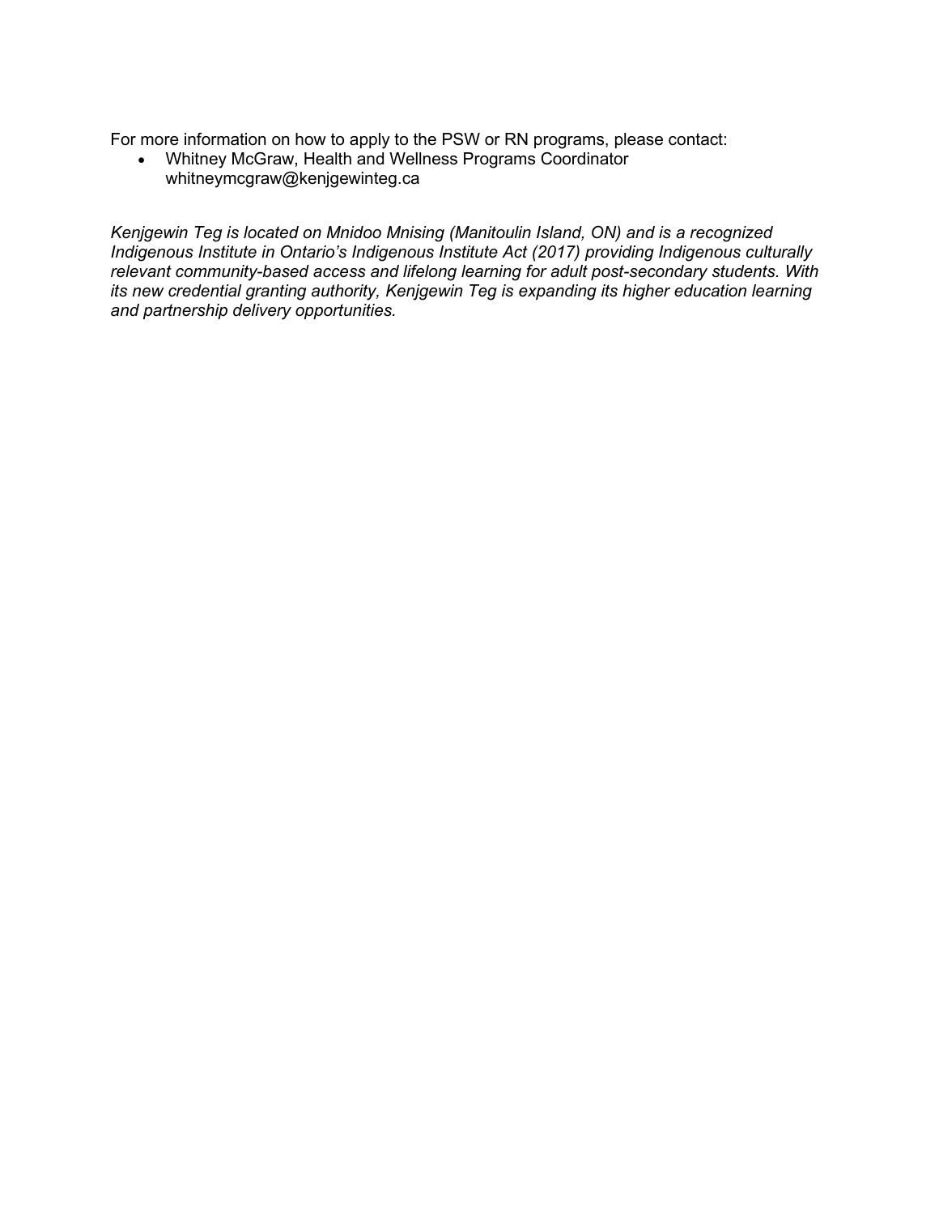For more information on how to apply to the PSW or RN programs, please contact:

- Whitney McGraw, Health and Wellness Programs Coordinator
  whitneymcgraw@kenjgewinteg.ca

*Kenjgewin Teg is located on Mnidoo Mnising (Manitoulin Island, ON) and is a recognized Indigenous Institute in Ontario's Indigenous Institute Act (2017) providing Indigenous culturally relevant community-based access and lifelong learning for adult post-secondary students. With its new credential granting authority, Kenjgewin Teg is expanding its higher education learning and partnership delivery opportunities.*